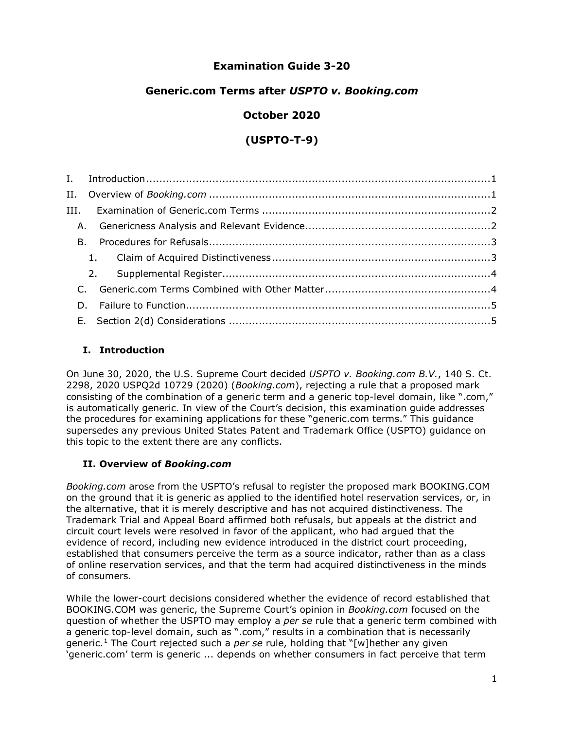# Examination Guide 3-20

## Generic.com Terms after *USPTO v. Booking.com*

## October 2020

## (USPTO-T-9)

I. Introduction ........................................................................................................1
II. Overview of *Booking.com* ....................................................................................1
III. Examination of Generic.com Terms ....................................................................2
  A. Genericness Analysis and Relevant Evidence.......................................................2
  B. Procedures for Refusals....................................................................................3
    1. Claim of Acquired Distinctiveness.................................................................3
    2. Supplemental Register..................................................................................4
  C. Generic.com Terms Combined with Other Matter.................................................4
  D. Failure to Function...........................................................................................5
  E. Section 2(d) Considerations ..............................................................................5

### I. Introduction

On June 30, 2020, the U.S. Supreme Court decided *USPTO v. Booking.com B.V.*, 140 S. Ct. 2298, 2020 USPQ2d 10729 (2020) (*Booking.com*), rejecting a rule that a proposed mark consisting of the combination of a generic term and a generic top-level domain, like ".com," is automatically generic. In view of the Court's decision, this examination guide addresses the procedures for examining applications for these "generic.com terms." This guidance supersedes any previous United States Patent and Trademark Office (USPTO) guidance on this topic to the extent there are any conflicts.

### II. Overview of *Booking.com*

*Booking.com* arose from the USPTO's refusal to register the proposed mark BOOKING.COM on the ground that it is generic as applied to the identified hotel reservation services, or, in the alternative, that it is merely descriptive and has not acquired distinctiveness. The Trademark Trial and Appeal Board affirmed both refusals, but appeals at the district and circuit court levels were resolved in favor of the applicant, who had argued that the evidence of record, including new evidence introduced in the district court proceeding, established that consumers perceive the term as a source indicator, rather than as a class of online reservation services, and that the term had acquired distinctiveness in the minds of consumers.

While the lower-court decisions considered whether the evidence of record established that BOOKING.COM was generic, the Supreme Court's opinion in *Booking.com* focused on the question of whether the USPTO may employ a *per se* rule that a generic term combined with a generic top-level domain, such as ".com," results in a combination that is necessarily generic.[1] The Court rejected such a *per se* rule, holding that "[w]hether any given 'generic.com' term is generic ... depends on whether consumers in fact perceive that term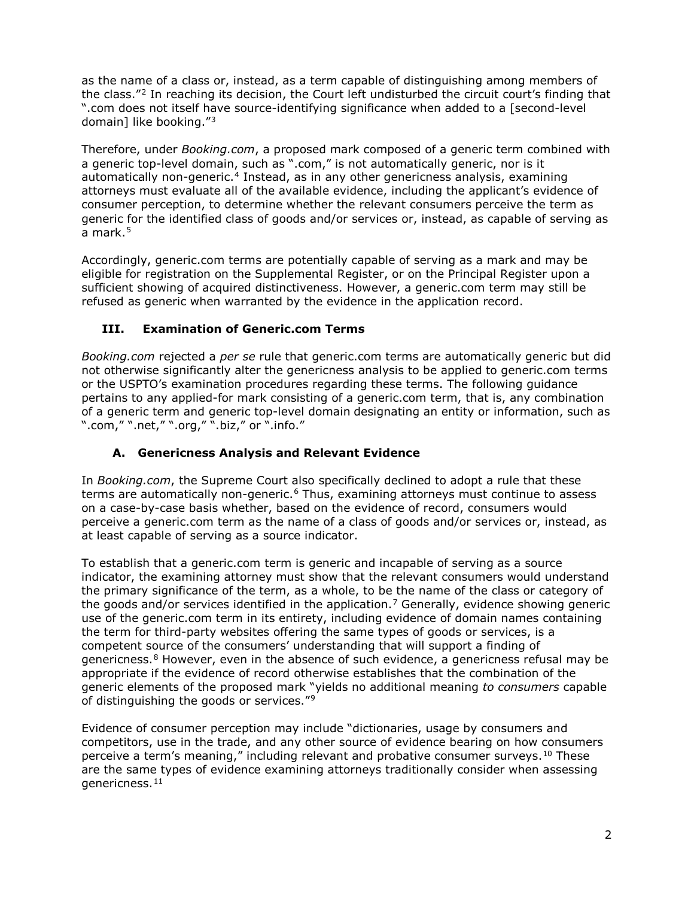as the name of a class or, instead, as a term capable of distinguishing among members of the class."[2] In reaching its decision, the Court left undisturbed the circuit court's finding that ".com does not itself have source-identifying significance when added to a [second-level domain] like booking."[3]

Therefore, under *Booking.com*, a proposed mark composed of a generic term combined with a generic top-level domain, such as ".com," is not automatically generic, nor is it automatically non-generic.[4] Instead, as in any other genericness analysis, examining attorneys must evaluate all of the available evidence, including the applicant's evidence of consumer perception, to determine whether the relevant consumers perceive the term as generic for the identified class of goods and/or services or, instead, as capable of serving as a mark.[5]

Accordingly, generic.com terms are potentially capable of serving as a mark and may be eligible for registration on the Supplemental Register, or on the Principal Register upon a sufficient showing of acquired distinctiveness. However, a generic.com term may still be refused as generic when warranted by the evidence in the application record.

## III. Examination of Generic.com Terms

*Booking.com* rejected a *per se* rule that generic.com terms are automatically generic but did not otherwise significantly alter the genericness analysis to be applied to generic.com terms or the USPTO's examination procedures regarding these terms. The following guidance pertains to any applied-for mark consisting of a generic.com term, that is, any combination of a generic term and generic top-level domain designating an entity or information, such as ".com," ".net," ".org," ".biz," or ".info."

### A. Genericness Analysis and Relevant Evidence

In *Booking.com*, the Supreme Court also specifically declined to adopt a rule that these terms are automatically non-generic.[6] Thus, examining attorneys must continue to assess on a case-by-case basis whether, based on the evidence of record, consumers would perceive a generic.com term as the name of a class of goods and/or services or, instead, as at least capable of serving as a source indicator.

To establish that a generic.com term is generic and incapable of serving as a source indicator, the examining attorney must show that the relevant consumers would understand the primary significance of the term, as a whole, to be the name of the class or category of the goods and/or services identified in the application.[7] Generally, evidence showing generic use of the generic.com term in its entirety, including evidence of domain names containing the term for third-party websites offering the same types of goods or services, is a competent source of the consumers' understanding that will support a finding of genericness.[8] However, even in the absence of such evidence, a genericness refusal may be appropriate if the evidence of record otherwise establishes that the combination of the generic elements of the proposed mark "yields no additional meaning *to consumers* capable of distinguishing the goods or services."[9]

Evidence of consumer perception may include "dictionaries, usage by consumers and competitors, use in the trade, and any other source of evidence bearing on how consumers perceive a term's meaning," including relevant and probative consumer surveys.[10] These are the same types of evidence examining attorneys traditionally consider when assessing genericness.[11]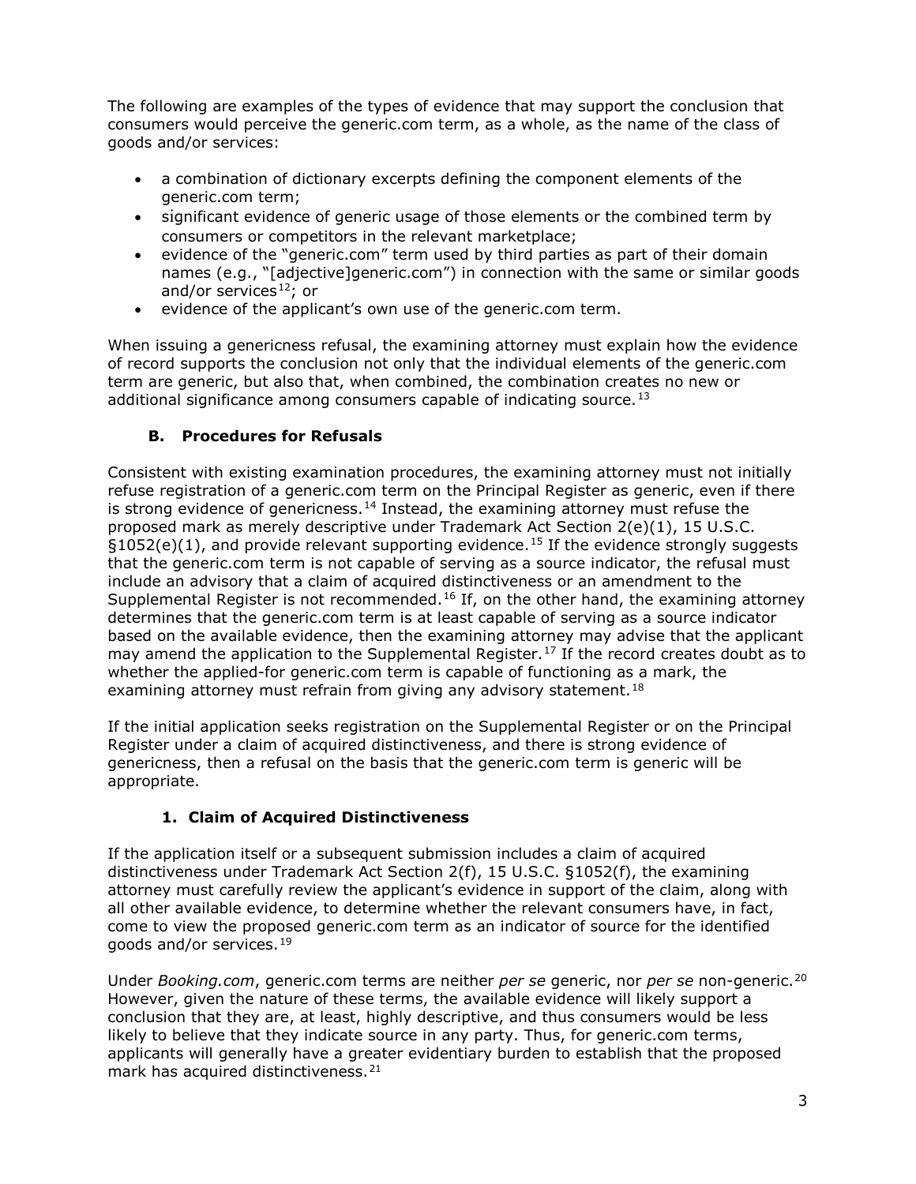The following are examples of the types of evidence that may support the conclusion that consumers would perceive the generic.com term, as a whole, as the name of the class of goods and/or services:

- a combination of dictionary excerpts defining the component elements of the generic.com term;
- significant evidence of generic usage of those elements or the combined term by consumers or competitors in the relevant marketplace;
- evidence of the "generic.com" term used by third parties as part of their domain names (e.g., "[adjective]generic.com") in connection with the same or similar goods and/or services[12]; or
- evidence of the applicant's own use of the generic.com term.

When issuing a genericness refusal, the examining attorney must explain how the evidence of record supports the conclusion not only that the individual elements of the generic.com term are generic, but also that, when combined, the combination creates no new or additional significance among consumers capable of indicating source.[13]

### B. Procedures for Refusals

Consistent with existing examination procedures, the examining attorney must not initially refuse registration of a generic.com term on the Principal Register as generic, even if there is strong evidence of genericness.[14] Instead, the examining attorney must refuse the proposed mark as merely descriptive under Trademark Act Section 2(e)(1), 15 U.S.C. §1052(e)(1), and provide relevant supporting evidence.[15] If the evidence strongly suggests that the generic.com term is not capable of serving as a source indicator, the refusal must include an advisory that a claim of acquired distinctiveness or an amendment to the Supplemental Register is not recommended.[16] If, on the other hand, the examining attorney determines that the generic.com term is at least capable of serving as a source indicator based on the available evidence, then the examining attorney may advise that the applicant may amend the application to the Supplemental Register.[17] If the record creates doubt as to whether the applied-for generic.com term is capable of functioning as a mark, the examining attorney must refrain from giving any advisory statement.[18]

If the initial application seeks registration on the Supplemental Register or on the Principal Register under a claim of acquired distinctiveness, and there is strong evidence of genericness, then a refusal on the basis that the generic.com term is generic will be appropriate.

#### 1. Claim of Acquired Distinctiveness

If the application itself or a subsequent submission includes a claim of acquired distinctiveness under Trademark Act Section 2(f), 15 U.S.C. §1052(f), the examining attorney must carefully review the applicant's evidence in support of the claim, along with all other available evidence, to determine whether the relevant consumers have, in fact, come to view the proposed generic.com term as an indicator of source for the identified goods and/or services.[19]

Under *Booking.com*, generic.com terms are neither *per se* generic, nor *per se* non-generic.[20] However, given the nature of these terms, the available evidence will likely support a conclusion that they are, at least, highly descriptive, and thus consumers would be less likely to believe that they indicate source in any party. Thus, for generic.com terms, applicants will generally have a greater evidentiary burden to establish that the proposed mark has acquired distinctiveness.[21]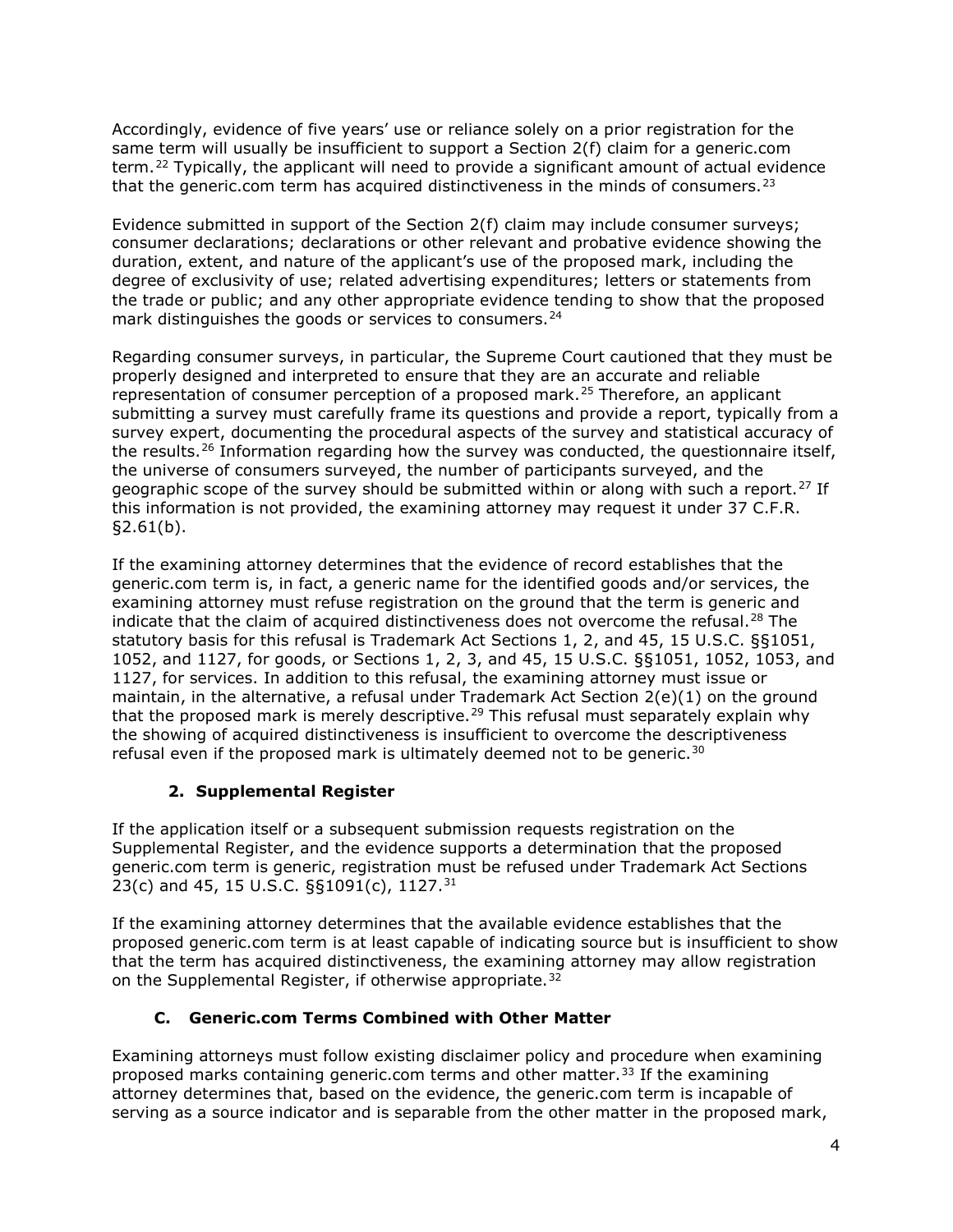Accordingly, evidence of five years' use or reliance solely on a prior registration for the same term will usually be insufficient to support a Section 2(f) claim for a generic.com term.[22] Typically, the applicant will need to provide a significant amount of actual evidence that the generic.com term has acquired distinctiveness in the minds of consumers.[23]

Evidence submitted in support of the Section 2(f) claim may include consumer surveys; consumer declarations; declarations or other relevant and probative evidence showing the duration, extent, and nature of the applicant's use of the proposed mark, including the degree of exclusivity of use; related advertising expenditures; letters or statements from the trade or public; and any other appropriate evidence tending to show that the proposed mark distinguishes the goods or services to consumers.[24]

Regarding consumer surveys, in particular, the Supreme Court cautioned that they must be properly designed and interpreted to ensure that they are an accurate and reliable representation of consumer perception of a proposed mark.[25] Therefore, an applicant submitting a survey must carefully frame its questions and provide a report, typically from a survey expert, documenting the procedural aspects of the survey and statistical accuracy of the results.[26] Information regarding how the survey was conducted, the questionnaire itself, the universe of consumers surveyed, the number of participants surveyed, and the geographic scope of the survey should be submitted within or along with such a report.[27] If this information is not provided, the examining attorney may request it under 37 C.F.R. §2.61(b).

If the examining attorney determines that the evidence of record establishes that the generic.com term is, in fact, a generic name for the identified goods and/or services, the examining attorney must refuse registration on the ground that the term is generic and indicate that the claim of acquired distinctiveness does not overcome the refusal.[28] The statutory basis for this refusal is Trademark Act Sections 1, 2, and 45, 15 U.S.C. §§1051, 1052, and 1127, for goods, or Sections 1, 2, 3, and 45, 15 U.S.C. §§1051, 1052, 1053, and 1127, for services. In addition to this refusal, the examining attorney must issue or maintain, in the alternative, a refusal under Trademark Act Section 2(e)(1) on the ground that the proposed mark is merely descriptive.[29] This refusal must separately explain why the showing of acquired distinctiveness is insufficient to overcome the descriptiveness refusal even if the proposed mark is ultimately deemed not to be generic.[30]

### 2. Supplemental Register

If the application itself or a subsequent submission requests registration on the Supplemental Register, and the evidence supports a determination that the proposed generic.com term is generic, registration must be refused under Trademark Act Sections 23(c) and 45, 15 U.S.C. §§1091(c), 1127.[31]

If the examining attorney determines that the available evidence establishes that the proposed generic.com term is at least capable of indicating source but is insufficient to show that the term has acquired distinctiveness, the examining attorney may allow registration on the Supplemental Register, if otherwise appropriate.[32]

## C. Generic.com Terms Combined with Other Matter

Examining attorneys must follow existing disclaimer policy and procedure when examining proposed marks containing generic.com terms and other matter.[33] If the examining attorney determines that, based on the evidence, the generic.com term is incapable of serving as a source indicator and is separable from the other matter in the proposed mark,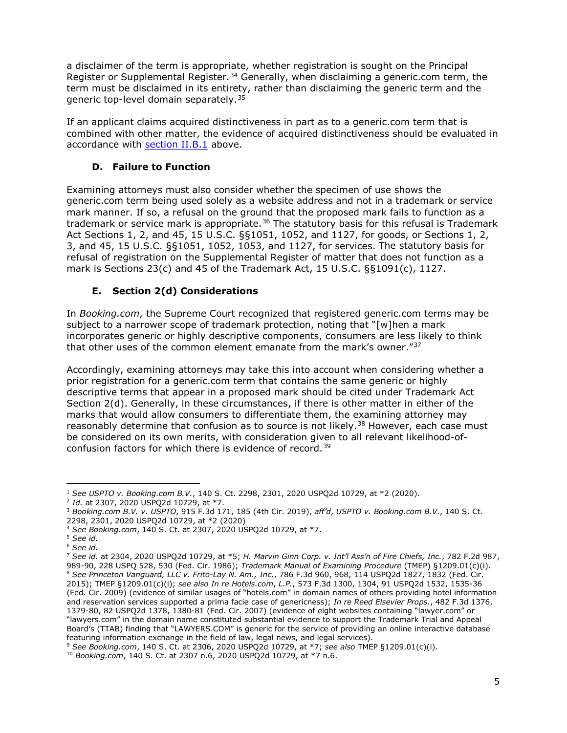a disclaimer of the term is appropriate, whether registration is sought on the Principal Register or Supplemental Register.[34] Generally, when disclaiming a generic.com term, the term must be disclaimed in its entirety, rather than disclaiming the generic term and the generic top-level domain separately.[35]

If an applicant claims acquired distinctiveness in part as to a generic.com term that is combined with other matter, the evidence of acquired distinctiveness should be evaluated in accordance with section II.B.1 above.

### D. Failure to Function

Examining attorneys must also consider whether the specimen of use shows the generic.com term being used solely as a website address and not in a trademark or service mark manner. If so, a refusal on the ground that the proposed mark fails to function as a trademark or service mark is appropriate.[36] The statutory basis for this refusal is Trademark Act Sections 1, 2, and 45, 15 U.S.C. §§1051, 1052, and 1127, for goods, or Sections 1, 2, 3, and 45, 15 U.S.C. §§1051, 1052, 1053, and 1127, for services. The statutory basis for refusal of registration on the Supplemental Register of matter that does not function as a mark is Sections 23(c) and 45 of the Trademark Act, 15 U.S.C. §§1091(c), 1127.

### E. Section 2(d) Considerations

In *Booking.com*, the Supreme Court recognized that registered generic.com terms may be subject to a narrower scope of trademark protection, noting that "[w]hen a mark incorporates generic or highly descriptive components, consumers are less likely to think that other uses of the common element emanate from the mark's owner."[37]

Accordingly, examining attorneys may take this into account when considering whether a prior registration for a generic.com term that contains the same generic or highly descriptive terms that appear in a proposed mark should be cited under Trademark Act Section 2(d). Generally, in these circumstances, if there is other matter in either of the marks that would allow consumers to differentiate them, the examining attorney may reasonably determine that confusion as to source is not likely.[38] However, each case must be considered on its own merits, with consideration given to all relevant likelihood-of-confusion factors for which there is evidence of record.[39]

---

[1] *See USPTO v. Booking.com B.V.*, 140 S. Ct. 2298, 2301, 2020 USPQ2d 10729, at *2 (2020).

[2] *Id.* at 2307, 2020 USPQ2d 10729, at *7.

[3] *Booking.com B.V. v. USPTO*, 915 F.3d 171, 185 (4th Cir. 2019), *aff'd*, *USPTO v. Booking.com B.V.*, 140 S. Ct. 2298, 2301, 2020 USPQ2d 10729, at *2 (2020)

[4] *See Booking.com*, 140 S. Ct. at 2307, 2020 USPQ2d 10729, at *7.

[5] *See id.*

[6] *See id.*

[7] *See id.* at 2304, 2020 USPQ2d 10729, at *5; *H. Marvin Ginn Corp. v. Int'l Ass'n of Fire Chiefs, Inc.*, 782 F.2d 987, 989-90, 228 USPQ 528, 530 (Fed. Cir. 1986); *Trademark Manual of Examining Procedure* (TMEP) §1209.01(c)(i).

[8] *See Princeton Vanguard, LLC v. Frito-Lay N. Am., Inc.*, 786 F.3d 960, 968, 114 USPQ2d 1827, 1832 (Fed. Cir. 2015); TMEP §1209.01(c)(i); *see also In re Hotels.com, L.P.*, 573 F.3d 1300, 1304, 91 USPQ2d 1532, 1535-36 (Fed. Cir. 2009) (evidence of similar usages of "hotels.com" in domain names of others providing hotel information and reservation services supported a prima facie case of genericness); *In re Reed Elsevier Props.*, 482 F.3d 1376, 1379-80, 82 USPQ2d 1378, 1380-81 (Fed. Cir. 2007) (evidence of eight websites containing "lawyer.com" or "lawyers.com" in the domain name constituted substantial evidence to support the Trademark Trial and Appeal Board's (TTAB) finding that "LAWYERS.COM" is generic for the service of providing an online interactive database featuring information exchange in the field of law, legal news, and legal services).

[9] *See Booking.com*, 140 S. Ct. at 2306, 2020 USPQ2d 10729, at *7; *see also* TMEP §1209.01(c)(i).

[10] *Booking.com*, 140 S. Ct. at 2307 n.6, 2020 USPQ2d 10729, at *7 n.6.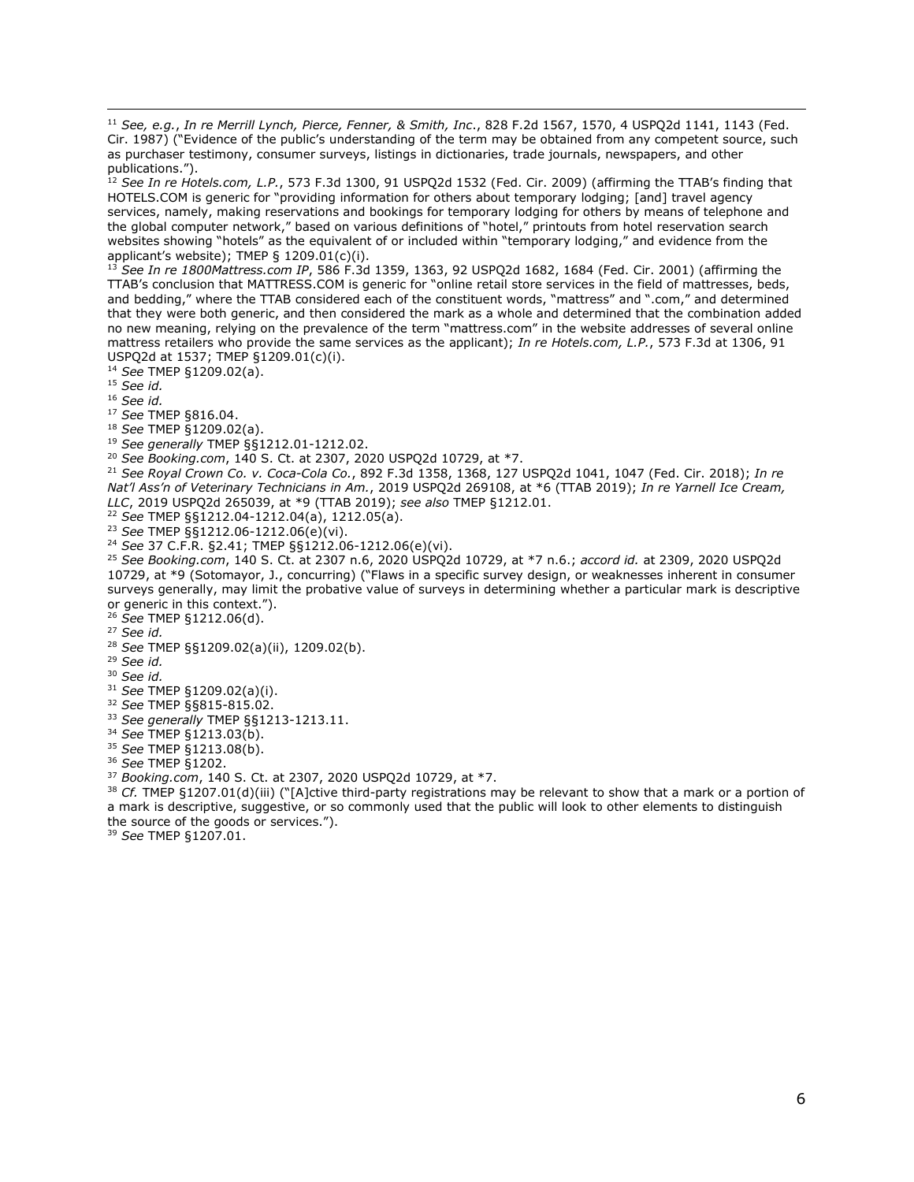[11] *See, e.g.*, *In re Merrill Lynch, Pierce, Fenner, & Smith, Inc.*, 828 F.2d 1567, 1570, 4 USPQ2d 1141, 1143 (Fed. Cir. 1987) ("Evidence of the public's understanding of the term may be obtained from any competent source, such as purchaser testimony, consumer surveys, listings in dictionaries, trade journals, newspapers, and other publications.").

[12] *See In re Hotels.com, L.P.*, 573 F.3d 1300, 91 USPQ2d 1532 (Fed. Cir. 2009) (affirming the TTAB's finding that HOTELS.COM is generic for "providing information for others about temporary lodging; [and] travel agency services, namely, making reservations and bookings for temporary lodging for others by means of telephone and the global computer network," based on various definitions of "hotel," printouts from hotel reservation search websites showing "hotels" as the equivalent of or included within "temporary lodging," and evidence from the applicant's website); TMEP § 1209.01(c)(i).

[13] *See In re 1800Mattress.com IP*, 586 F.3d 1359, 1363, 92 USPQ2d 1682, 1684 (Fed. Cir. 2001) (affirming the TTAB's conclusion that MATTRESS.COM is generic for "online retail store services in the field of mattresses, beds, and bedding," where the TTAB considered each of the constituent words, "mattress" and ".com," and determined that they were both generic, and then considered the mark as a whole and determined that the combination added no new meaning, relying on the prevalence of the term "mattress.com" in the website addresses of several online mattress retailers who provide the same services as the applicant); *In re Hotels.com, L.P.*, 573 F.3d at 1306, 91 USPQ2d at 1537; TMEP §1209.01(c)(i).

[14] *See* TMEP §1209.02(a).

[15] *See id.*

[16] *See id.*

[17] *See* TMEP §816.04.

[18] *See* TMEP §1209.02(a).

[19] *See generally* TMEP §§1212.01-1212.02.

[20] *See Booking.com*, 140 S. Ct. at 2307, 2020 USPQ2d 10729, at *7.

[21] *See Royal Crown Co. v. Coca-Cola Co.*, 892 F.3d 1358, 1368, 127 USPQ2d 1041, 1047 (Fed. Cir. 2018); *In re Nat'l Ass'n of Veterinary Technicians in Am.*, 2019 USPQ2d 269108, at *6 (TTAB 2019); *In re Yarnell Ice Cream, LLC*, 2019 USPQ2d 265039, at *9 (TTAB 2019); *see also* TMEP §1212.01.

[22] *See* TMEP §§1212.04-1212.04(a), 1212.05(a).

[23] *See* TMEP §§1212.06-1212.06(e)(vi).

[24] *See* 37 C.F.R. §2.41; TMEP §§1212.06-1212.06(e)(vi).

[25] *See Booking.com*, 140 S. Ct. at 2307 n.6, 2020 USPQ2d 10729, at *7 n.6.; *accord id.* at 2309, 2020 USPQ2d 10729, at *9 (Sotomayor, J., concurring) ("Flaws in a specific survey design, or weaknesses inherent in consumer surveys generally, may limit the probative value of surveys in determining whether a particular mark is descriptive or generic in this context.").

[26] *See* TMEP §1212.06(d).

[27] *See id.*

[28] *See* TMEP §§1209.02(a)(ii), 1209.02(b).

[29] *See id.*

[30] *See id.*

[31] *See* TMEP §1209.02(a)(i).

[32] *See* TMEP §§815-815.02.

[33] *See generally* TMEP §§1213-1213.11.

[34] *See* TMEP §1213.03(b).

[35] *See* TMEP §1213.08(b).

[36] *See* TMEP §1202.

[37] *Booking.com*, 140 S. Ct. at 2307, 2020 USPQ2d 10729, at *7.

[38] *Cf.* TMEP §1207.01(d)(iii) ("[A]ctive third-party registrations may be relevant to show that a mark or a portion of a mark is descriptive, suggestive, or so commonly used that the public will look to other elements to distinguish the source of the goods or services.").

[39] *See* TMEP §1207.01.